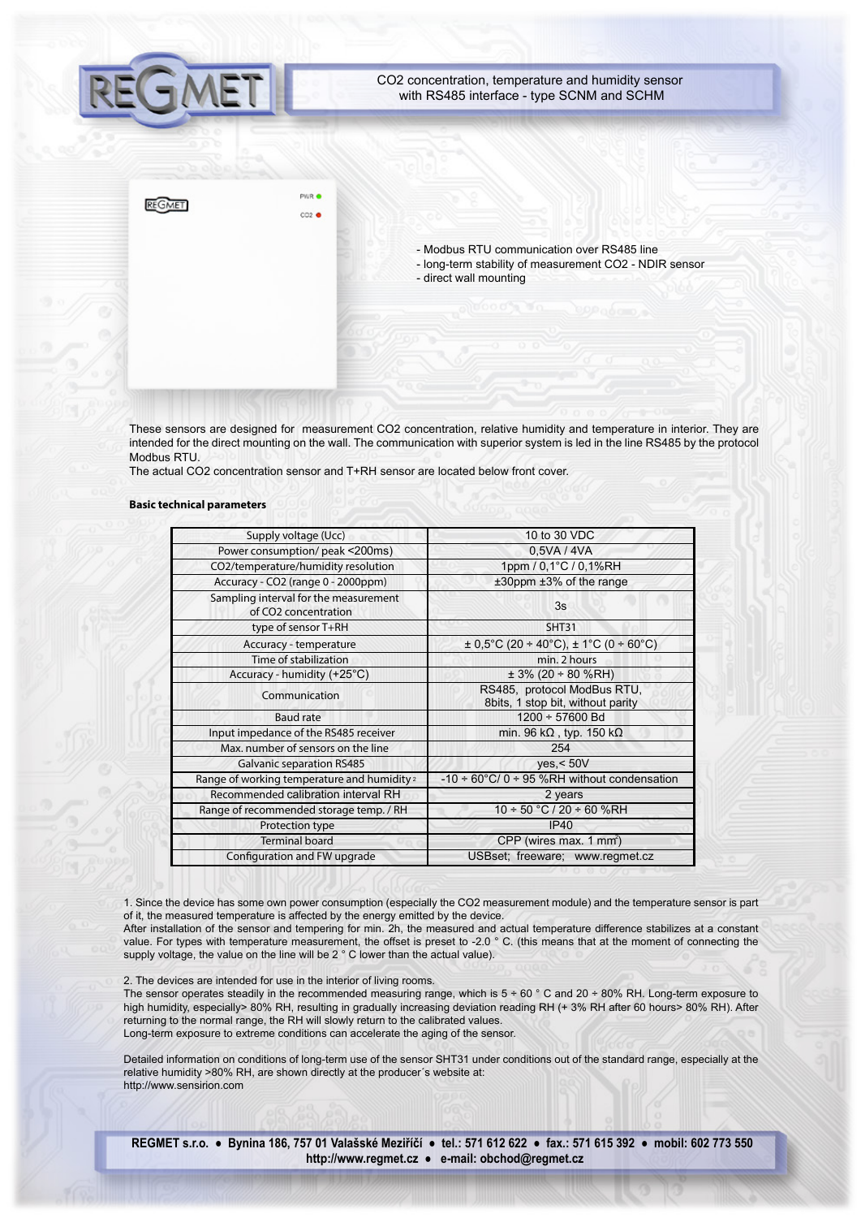# CO2 concentration, temperature and humidity sensor with RS485 interface - type SCNM and SCHM

- Modbus RTU communication over RS485 line
- long-term stability of measurement CO2 - NDIR sensor
- direct wall mounting

These sensors are designed for measurement CO2 concentration, relative humidity and temperature in interior. They are intended for the direct mounting on the wall. The communication with superior system is led in the line RS485 by the protocol Modbus RTU.
The actual CO2 concentration sensor and T+RH sensor are located below front cover.

**Basic technical parameters**

| Parameter | Value |
|---|---|
| Supply voltage (Ucc) | 10 to 30 VDC |
| Power consumption/ peak <200ms) | 0,5VA / 4VA |
| CO2/temperature/humidity resolution | 1ppm / 0,1°C / 0,1%RH |
| Accuracy - CO2 (range 0 - 2000ppm) | ±30ppm ±3% of the range |
| Sampling interval for the measurement of CO2 concentration | 3s |
| type of sensor T+RH | SHT31 |
| Accuracy - temperature | ± 0,5°C (20 ÷ 40°C), ± 1°C (0 ÷ 60°C) |
| Time of stabilization | min. 2 hours |
| Accuracy - humidity (+25°C) | ± 3% (20 ÷ 80 %RH) |
| Communication | RS485, protocol ModBus RTU, 8bits, 1 stop bit, without parity |
| Baud rate | 1200 ÷ 57600 Bd |
| Input impedance of the RS485 receiver | min. 96 kΩ , typ. 150 kΩ |
| Max. number of sensors on the line | 254 |
| Galvanic separation RS485 | yes,< 50V |
| Range of working temperature and humidity [2] | -10 ÷ 60°C/ 0 ÷ 95 %RH without condensation |
| Recommended calibration interval RH | 2 years |
| Range of recommended storage temp. / RH | 10 ÷ 50 °C / 20 ÷ 60 %RH |
| Protection type | IP40 |
| Terminal board | CPP (wires max. 1 mm²) |
| Configuration and FW upgrade | USBset; freeware; www.regmet.cz |

1. Since the device has some own power consumption (especially the CO2 measurement module) and the temperature sensor is part of it, the measured temperature is affected by the energy emitted by the device.
After installation of the sensor and tempering for min. 2h, the measured and actual temperature difference stabilizes at a constant value. For types with temperature measurement, the offset is preset to -2.0 ° C. (this means that at the moment of connecting the supply voltage, the value on the line will be 2 ° C lower than the actual value).

2. The devices are intended for use in the interior of living rooms.
The sensor operates steadily in the recommended measuring range, which is 5 ÷ 60 ° C and 20 ÷ 80% RH. Long-term exposure to high humidity, especially> 80% RH, resulting in gradually increasing deviation reading RH (+ 3% RH after 60 hours> 80% RH). After returning to the normal range, the RH will slowly return to the calibrated values.
Long-term exposure to extreme conditions can accelerate the aging of the sensor.

Detailed information on conditions of long-term use of the sensor SHT31 under conditions out of the standard range, especially at the relative humidity >80% RH, are shown directly at the producer´s website at:
http://www.sensirion.com

**REGMET s.r.o. • Bynina 186, 757 01 Valašské Meziříčí • tel.: 571 612 622 • fax.: 571 615 392 • mobil: 602 773 550**
**http://www.regmet.cz • e-mail: obchod@regmet.cz**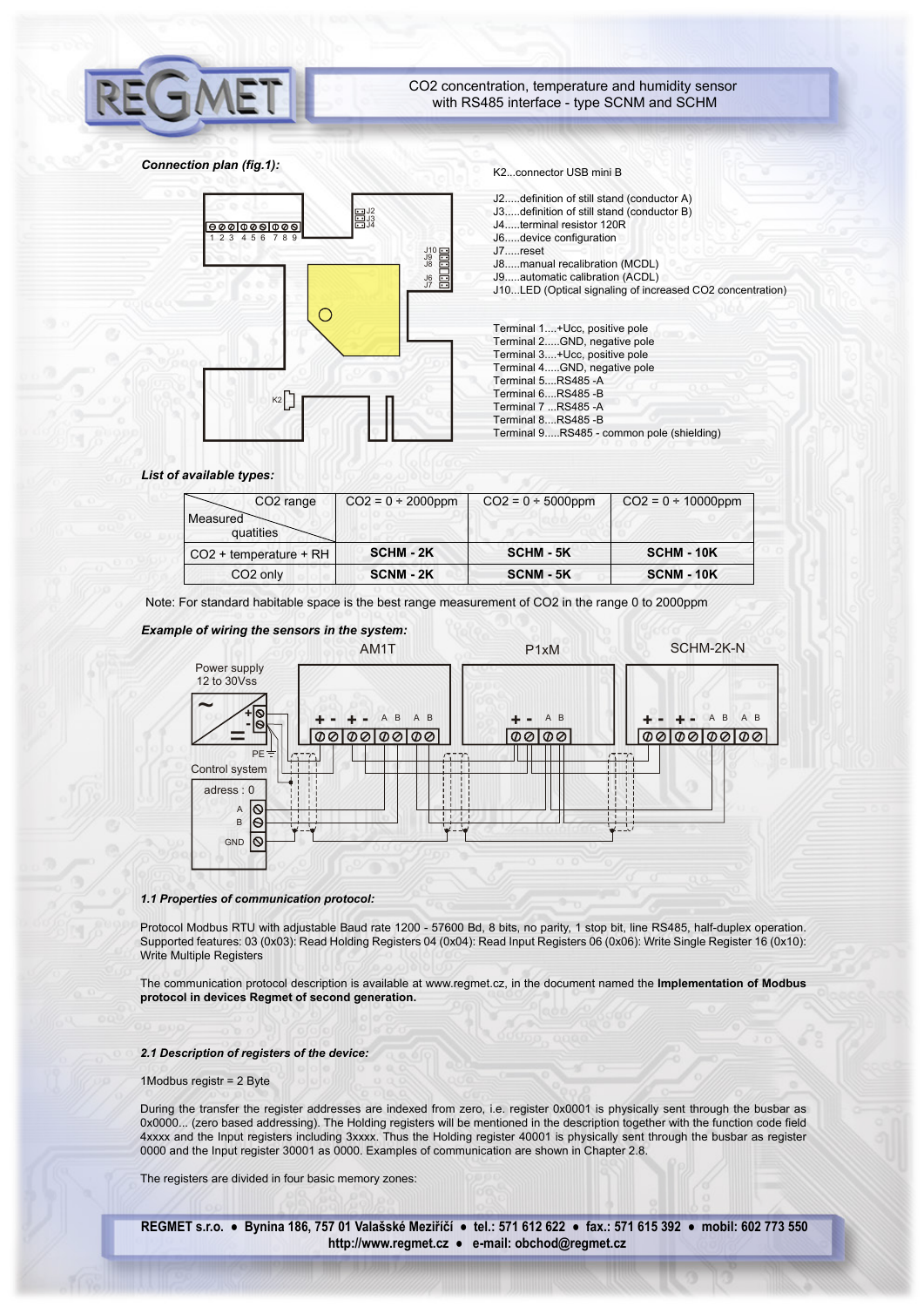CO2 concentration, temperature and humidity sensor with RS485 interface - type SCNM and SCHM

***Connection plan (fig.1):***

K2...connector USB mini B

J2.....definition of still stand (conductor A)
J3.....definition of still stand (conductor B)
J4.....terminal resistor 120R
J6.....device configuration
J7.....reset
J8.....manual recalibration (MCDL)
J9.....automatic calibration (ACDL)
J10...LED (Optical signaling of increased CO2 concentration)

Terminal 1....+Ucc, positive pole
Terminal 2.....GND, negative pole
Terminal 3....+Ucc, positive pole
Terminal 4.....GND, negative pole
Terminal 5....RS485 -A
Terminal 6....RS485 -B
Terminal 7 ...RS485 -A
Terminal 8....RS485 -B
Terminal 9.....RS485 - common pole (shielding)

***List of available types:***

| CO2 range / Measured quatities | CO2 = 0 ÷ 2000ppm | CO2 = 0 ÷ 5000ppm | CO2 = 0 ÷ 10000ppm |
|---|---|---|---|
| CO2 + temperature + RH | **SCHM - 2K** | **SCHM - 5K** | **SCHM - 10K** |
| CO2 only | **SCNM - 2K** | **SCNM - 5K** | **SCNM - 10K** |

Note: For standard habitable space is the best range measurement of CO2 in the range 0 to 2000ppm

***Example of wiring the sensors in the system:***

AM1T P1xM SCHM-2K-N

Power supply 12 to 30Vss

Control system
adress : 0

***1.1 Properties of communication protocol:***

Protocol Modbus RTU with adjustable Baud rate 1200 - 57600 Bd, 8 bits, no parity, 1 stop bit, line RS485, half-duplex operation. Supported features: 03 (0x03): Read Holding Registers 04 (0x04): Read Input Registers 06 (0x06): Write Single Register 16 (0x10): Write Multiple Registers

The communication protocol description is available at www.regmet.cz, in the document named the **Implementation of Modbus protocol in devices Regmet of second generation.**

***2.1 Description of registers of the device:***

1Modbus registr = 2 Byte

During the transfer the register addresses are indexed from zero, i.e. register 0x0001 is physically sent through the busbar as 0x0000... (zero based addressing). The Holding registers will be mentioned in the description together with the function code field 4xxxx and the Input registers including 3xxxx. Thus the Holding register 40001 is physically sent through the busbar as register 0000 and the Input register 30001 as 0000. Examples of communication are shown in Chapter 2.8.

The registers are divided in four basic memory zones: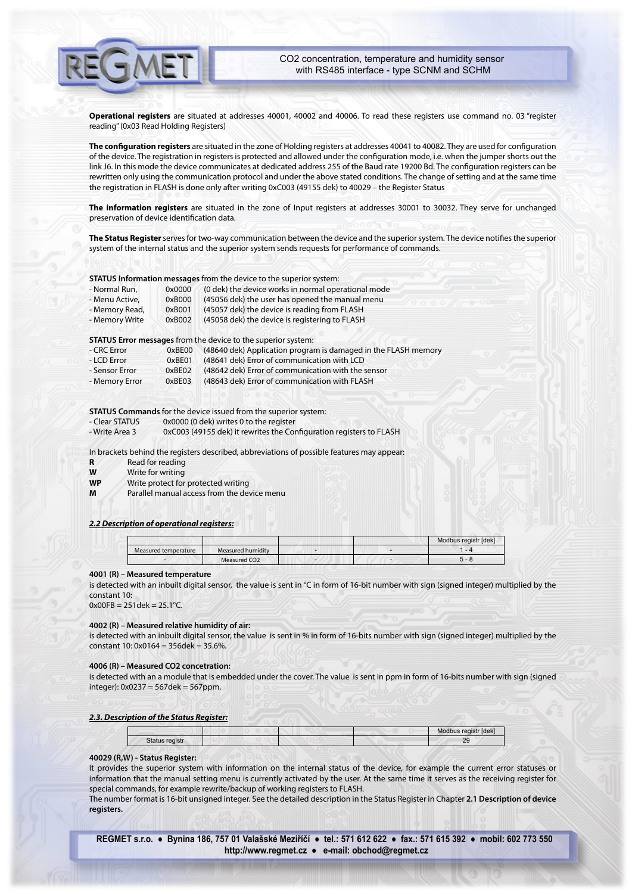**Operational registers** are situated at addresses 40001, 40002 and 40006. To read these registers use command no. 03 "register reading" (0x03 Read Holding Registers)

**The configuration registers** are situated in the zone of Holding registers at addresses 40041 to 40082. They are used for configuration of the device. The registration in registers is protected and allowed under the configuration mode, i.e. when the jumper shorts out the link J6. In this mode the device communicates at dedicated address 255 of the Baud rate 19200 Bd. The configuration registers can be rewritten only using the communication protocol and under the above stated conditions. The change of setting and at the same time the registration in FLASH is done only after writing 0xC003 (49155 dek) to 40029 – the Register Status

**The information registers** are situated in the zone of Input registers at addresses 30001 to 30032. They serve for unchanged preservation of device identification data.

**The Status Register** serves for two-way communication between the device and the superior system. The device notifies the superior system of the internal status and the superior system sends requests for performance of commands.

**STATUS Information messages** from the device to the superior system:

- Normal Run, 0x0000 (0 dek) the device works in normal operational mode
- Menu Active, 0xB000 (45056 dek) the user has opened the manual menu
- Memory Read, 0xB001 (45057 dek) the device is reading from FLASH
- Memory Write 0xB002 (45058 dek) the device is registering to FLASH

**STATUS Error messages** from the device to the superior system:

- CRC Error 0xBE00 (48640 dek) Application program is damaged in the FLASH memory
- LCD Error 0xBE01 (48641 dek) Error of communication with LCD
- Sensor Error 0xBE02 (48642 dek) Error of communication with the sensor
- Memory Error 0xBE03 (48643 dek) Error of communication with FLASH

**STATUS Commands** for the device issued from the superior system:

- Clear STATUS 0x0000 (0 dek) writes 0 to the register
- Write Area 3 0xC003 (49155 dek) it rewrites the Configuration registers to FLASH

In brackets behind the registers described, abbreviations of possible features may appear:

**R** Read for reading
**W** Write for writing
**WP** Write protect for protected writing
**M** Parallel manual access from the device menu

***2.2 Description of operational registers:***

| | | | | Modbus registr [dek] |
|---|---|---|---|---|
| Measured temperature | Measured humidity | - | - | 1 - 4 |
| - | Measured CO2 | - | - | 5 - 8 |

**4001 (R) – Measured temperature**

is detected with an inbuilt digital sensor, the value is sent in °C in form of 16-bit number with sign (signed integer) multiplied by the constant 10:
0x00FB = 251dek = 25.1°C.

**4002 (R) – Measured relative humidity of air:**

is detected with an inbuilt digital sensor, the value is sent in % in form of 16-bits number with sign (signed integer) multiplied by the constant 10: 0x0164 = 356dek = 35.6%.

**4006 (R) – Measured CO2 concetration:**

is detected with an a module that is embedded under the cover. The value is sent in ppm in form of 16-bits number with sign (signed integer): 0x0237 = 567dek = 567ppm.

***2.3. Description of the Status Register:***

| | | | | Modbus registr [dek] |
|---|---|---|---|---|
| Status registr | | | | 29 |

**40029 (R,W) - Status Register:**

It provides the superior system with information on the internal status of the device, for example the current error statuses or information that the manual setting menu is currently activated by the user. At the same time it serves as the receiving register for special commands, for example rewrite/backup of working registers to FLASH.
The number format is 16-bit unsigned integer. See the detailed description in the Status Register in Chapter **2.1 Description of device registers.**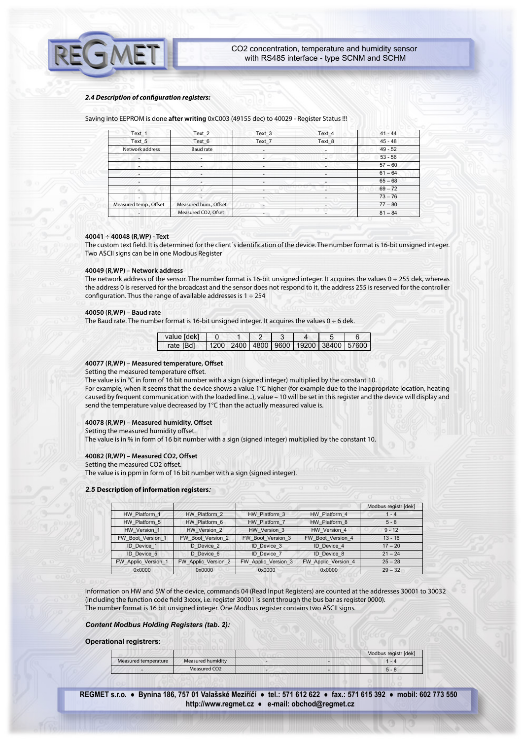### *2.4 Description of configuration registers:*

Saving into EEPROM is done **after writing** 0xC003 (49155 dec) to 40029 - Register Status !!!

| Text_1 | Text_2 | Text_3 | Text_4 | 41 - 44 |
|---|---|---|---|---|
| Text_5 | Text_6 | Text_7 | Text_8 | 45 - 48 |
| Network address | Baud rate | - | - | 49 - 52 |
| - | - | - | - | 53 - 56 |
| - | - | - | - | 57 – 60 |
| - | - | - | - | 61 – 64 |
| - | - | - | - | 65 – 68 |
| - | - | - | - | 69 – 72 |
| - | - | - | - | 73 – 76 |
| Measured temp., Offset | Measured hum., Offset | - | - | 77 – 80 |
| - | Measured CO2, Ofset | - | - | 81 – 84 |

**40041 ÷ 40048 (R,WP) - Text**
The custom text field. It is determined for the client´s identification of the device. The number format is 16-bit unsigned integer. Two ASCII signs can be in one Modbus Register

**40049 (R,WP) – Network address**
The network address of the sensor. The number format is 16-bit unsigned integer. It acquires the values 0 ÷ 255 dek, whereas the address 0 is reserved for the broadcast and the sensor does not respond to it, the address 255 is reserved for the controller configuration. Thus the range of available addresses is 1 ÷ 254

**40050 (R,WP) – Baud rate**
The Baud rate. The number format is 16-bit unsigned integer. It acquires the values 0 ÷ 6 dek.

| value [dek] | 0 | 1 | 2 | 3 | 4 | 5 | 6 |
|---|---|---|---|---|---|---|---|
| rate [Bd] | 1200 | 2400 | 4800 | 9600 | 19200 | 38400 | 57600 |

**40077 (R,WP) – Measured temperature, Offset**
Setting the measured temperature offset.
The value is in °C in form of 16 bit number with a sign (signed integer) multiplied by the constant 10.
For example, when it seems that the device shows a value 1°C higher (for example due to the inappropriate location, heating caused by frequent communication with the loaded line...), value – 10 will be set in this register and the device will display and send the temperature value decreased by 1°C than the actually measured value is.

**40078 (R,WP) – Measured humidity, Offset**
Setting the measured humidity offset.
The value is in % in form of 16 bit number with a sign (signed integer) multiplied by the constant 10.

**40082 (R,WP) – Measured CO2, Offset**
Setting the measured CO2 offset.
The value is in ppm in form of 16 bit number with a sign (signed integer).

### *2.5* **Description of information registers***:*

| | | | | Modbus registr [dek] |
|---|---|---|---|---|
| HW_Platform_1 | HW_Platform_2 | HW_Platform_3 | HW_Platform_4 | 1 - 4 |
| HW_Platform_5 | HW_Platform_6 | HW_Platform_7 | HW_Platform_8 | 5 - 8 |
| HW_Version_1 | HW_Version_2 | HW_Version_3 | HW_Version_4 | 9 - 12 |
| FW_Boot_Version_1 | FW_Boot_Version_2 | FW_Boot_Version_3 | FW_Boot_Version_4 | 13 - 16 |
| ID_Device_1 | ID_Device_2 | ID_Device_3 | ID_Device_4 | 17 – 20 |
| ID_Device_5 | ID_Device_6 | ID_Device_7 | ID_Device_8 | 21 – 24 |
| FW_Applic_Version_1 | FW_Applic_Version_2 | FW_Applic_Version_3 | FW_Applic_Version_4 | 25 – 28 |
| 0x0000 | 0x0000 | 0x0000 | 0x0000 | 29 – 32 |

Information on HW and SW of the device, commands 04 (Read Input Registers) are counted at the addresses 30001 to 30032 (including the function code field 3xxxx, i.e. register 30001 is sent through the bus bar as register 0000).
The number format is 16 bit unsigned integer. One Modbus register contains two ASCII signs.

***Content Modbus Holding Registers (tab. 2):***

**Operational registrers:**

| | | | | Modbus registr [dek] |
|---|---|---|---|---|
| Measured temperature | Measured humidity | - | - | 1 - 4 |
| - | Measured CO2 | - | - | 5 - 8 |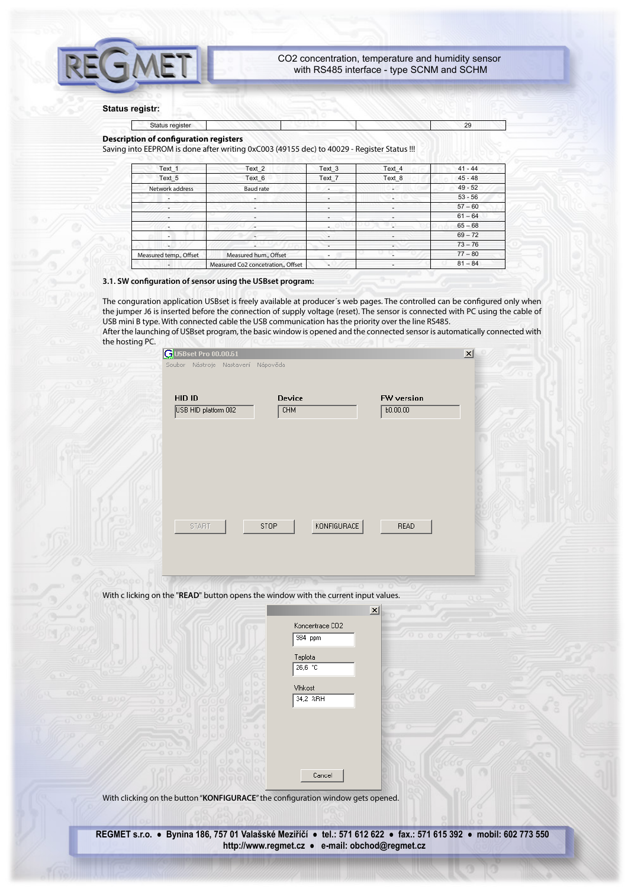**Status registr:**

| Status register | | | | 29 |
|---|---|---|---|---|

**Description of configuration registers**

Saving into EEPROM is done after writing 0xC003 (49155 dec) to 40029 - Register Status !!!

| Text_1 | Text_2 | Text_3 | Text_4 | 41 - 44 |
|---|---|---|---|---|
| Text_5 | Text_6 | Text_7 | Text_8 | 45 - 48 |
| Network address | Baud rate | - | - | 49 - 52 |
| - | - | - | - | 53 - 56 |
| - | - | - | - | 57 – 60 |
| - | - | - | - | 61 – 64 |
| - | - | - | - | 65 – 68 |
| - | - | - | - | 69 – 72 |
| - | - | - | - | 73 – 76 |
| Measured temp., Offset | Measured hum., Offset | - | - | 77 – 80 |
| - | Measured Co2 concetration,, Offset | - | - | 81 – 84 |

**3.1. SW configuration of sensor using the USBset program:**

The conguration application USBset is freely available at producer´s web pages. The controlled can be configured only when the jumper J6 is inserted before the connection of supply voltage (reset). The sensor is connected with PC using the cable of USB mini B type. With connected cable the USB communication has the priority over the line RS485.

After the launching of USBset program, the basic window is opened and the connected sensor is automatically connected with the hosting PC.

USBset Pro 00.00.61

Soubor Nástroje Nastavení Nápověda

| HID ID | Device | FW version |
|---|---|---|
| USB HID platform 002 | CHM | b0.00.00 |

START STOP KONFIGURACE READ

With c licking on the "**READ**" button opens the window with the current input values.

Koncentrace CO2: 984 ppm

Teplota: 26,6 °C

Vlhkost: 34,2 %RH

Cancel

With clicking on the button "**KONFIGURACE**" the configuration window gets opened.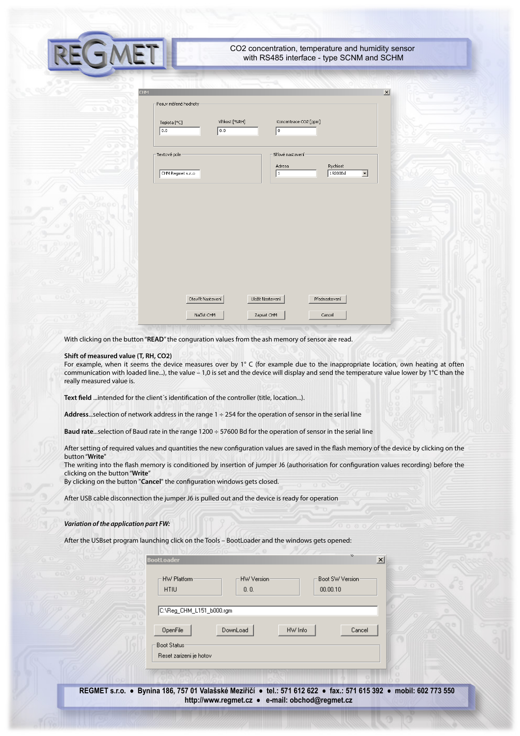With clicking on the button "**READ**" the conguration values from the ash memory of sensor are read.

**Shift of measured value (T, RH, CO2)**
For example, when it seems the device measures over by 1° C (for example due to the inappropriate location, own heating at often communication with loaded line...), the value – 1,0 is set and the device will display and send the temperature value lower by 1°C than the really measured value is.

**Text field** ...intended for the client´s identification of the controller (title, location...).

**Address**...selection of network address in the range 1 ÷ 254 for the operation of sensor in the serial line

**Baud rate**...selection of Baud rate in the range 1200 ÷ 57600 Bd for the operation of sensor in the serial line

After setting of required values and quantities the new configuration values are saved in the flash memory of the device by clicking on the button "**Write**"
The writing into the flash memory is conditioned by insertion of jumper J6 (authorisation for configuration values recording) before the clicking on the button "**Write**"
By clicking on the button "**Cancel**" the configuration windows gets closed.

After USB cable disconnection the jumper J6 is pulled out and the device is ready for operation

***Variation of the application part FW:***

After the USBset program launching click on the Tools – BootLoader and the windows gets opened: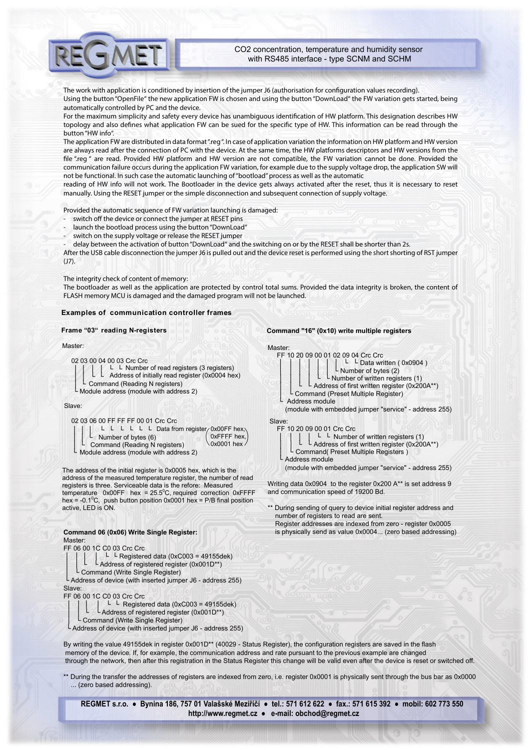The work with application is conditioned by insertion of the jumper J6 (authorisation for configuration values recording).
Using the button "OpenFile" the new application FW is chosen and using the button "DownLoad" the FW variation gets started, being automatically controlled by PC and the device.
For the maximum simplicity and safety every device has unambiguous identification of HW platform. This designation describes HW topology and also defines what application FW can be sued for the specific type of HW. This information can be read through the button "HW info".
The application FW are distributed in data format ".reg". In case of application variation the information on HW platform and HW version are always read after the connection of PC with the device. At the same time, the HW platforms descriptors and HW versions from the file ".reg " are read. Provided HW platform and HW version are not compatible, the FW variation cannot be done. Provided the communication failure occurs during the application FW variation, for example due to the supply voltage drop, the application SW will not be functional. In such case the automatic launching of "bootload" process as well as the automatic reading of HW info will not work. The Bootloader in the device gets always activated after the reset, thus it is necessary to reset manually. Using the RESET jumper or the simple disconnection and subsequent connection of supply voltage.

Provided the automatic sequence of FW variation launching is damaged:

- switch off the device or connect the jumper at RESET pins
- launch the bootload process using the button "DownLoad"
- switch on the supply voltage or release the RESET jumper
- delay between the activation of button "DownLoad" and the switching on or by the RESET shall be shorter than 2s.

After the USB cable disconnection the jumper J6 is pulled out and the device reset is performed using the short shorting of RST jumper (J7).

The integrity check of content of memory:
The bootloader as well as the application are protected by control total sums. Provided the data integrity is broken, the content of FLASH memory MCU is damaged and the damaged program will not be launched.

## Examples of communication controller frames

### Frame "03" reading N-registers

Master:

```
02 03 00 04 00 03 Crc Crc
│  │  │  │  └  └ Number of read registers (3 registers)
│  │  └  └ Address of initially read register (0x0004 hex)
│  └ Command (Reading N registers)
└ Module address (module with address 2)
```

Slave:

```
02 03 06 00 FF FF FF 00 01 Crc Crc
│  │  │  └  └  └  └  └  └ Data from register (0x00FF hex, 0xFFFF hex, 0x0001 hex)
│  │  └ Number of bytes (6)
│  └ Command (Reading N registers)
└ Module address (module with address 2)
```

The address of the initial register is 0x0005 hex, which is the address of the measured temperature register, the number of read registers is three. Serviceable data is the refore: Measured temperature 0x00FF hex = 25.5°C, required correction 0xFFFF hex = -0.1°C, push button position 0x0001 hex = P/B final position active, LED is ON.

### Command 06 (0x06) Write Single Register:

Master:

```
FF 06 00 1C C0 03 Crc Crc
│  │  │  │  └  └ Registered data (0xC003 = 49155dek)
│  │  └  └ Address of registered register (0x001D**)
│  └ Command (Write Single Register)
└ Address of device (with inserted jumper J6 - address 255)
```

Slave:

```
FF 06 00 1C C0 03 Crc Crc
│  │  │  │  └  └ Registered data (0xC003 = 49155dek)
│  │  └  └ Address of registered register (0x001D**)
│  └ Command (Write Single Register)
└ Address of device (with inserted jumper J6 - address 255)
```

### Command "16" (0x10) write multiple registers

Master:

```
FF 10 20 09 00 01 02 09 04 Crc Crc
│  │  │  │  │  │  │  └  └ Data written ( 0x0904 )
│  │  │  │  │  │  └ Number of bytes (2)
│  │  │  │  └  └ Number of written registers (1)
│  │  └  └ Address of first written register (0x200A**)
│  └ Command (Preset Multiple Register)
└ Address module
  (module with embedded jumper "service" - address 255)
```

Slave:

```
FF 10 20 09 00 01 Crc Crc
│  │  │  │  └  └ Number of written registers (1)
│  │  └  └ Address of first written register (0x200A**)
│  └ Command( Preset Multiple Registers )
└ Address module
  (module with embedded jumper "service" - address 255)
```

Writing data 0x0904 to the register 0x200 A** is set address 9 and communication speed of 19200 Bd.

** During sending of query to device initial register address and number of registers to read are sent.
Register addresses are indexed from zero - register 0x0005 is physically send as value 0x0004... (zero based addressing)

By writing the value 49155dek in register 0x001D** (40029 - Status Register), the configuration registers are saved in the flash memory of the device. If, for example, the communication address and rate pursuant to the previous example are changed through the network, then after this registration in the Status Register this change will be valid even after the device is reset or switched off.

** During the transfer the addresses of registers are indexed from zero, i.e. register 0x0001 is physically sent through the bus bar as 0x0000 ... (zero based addressing).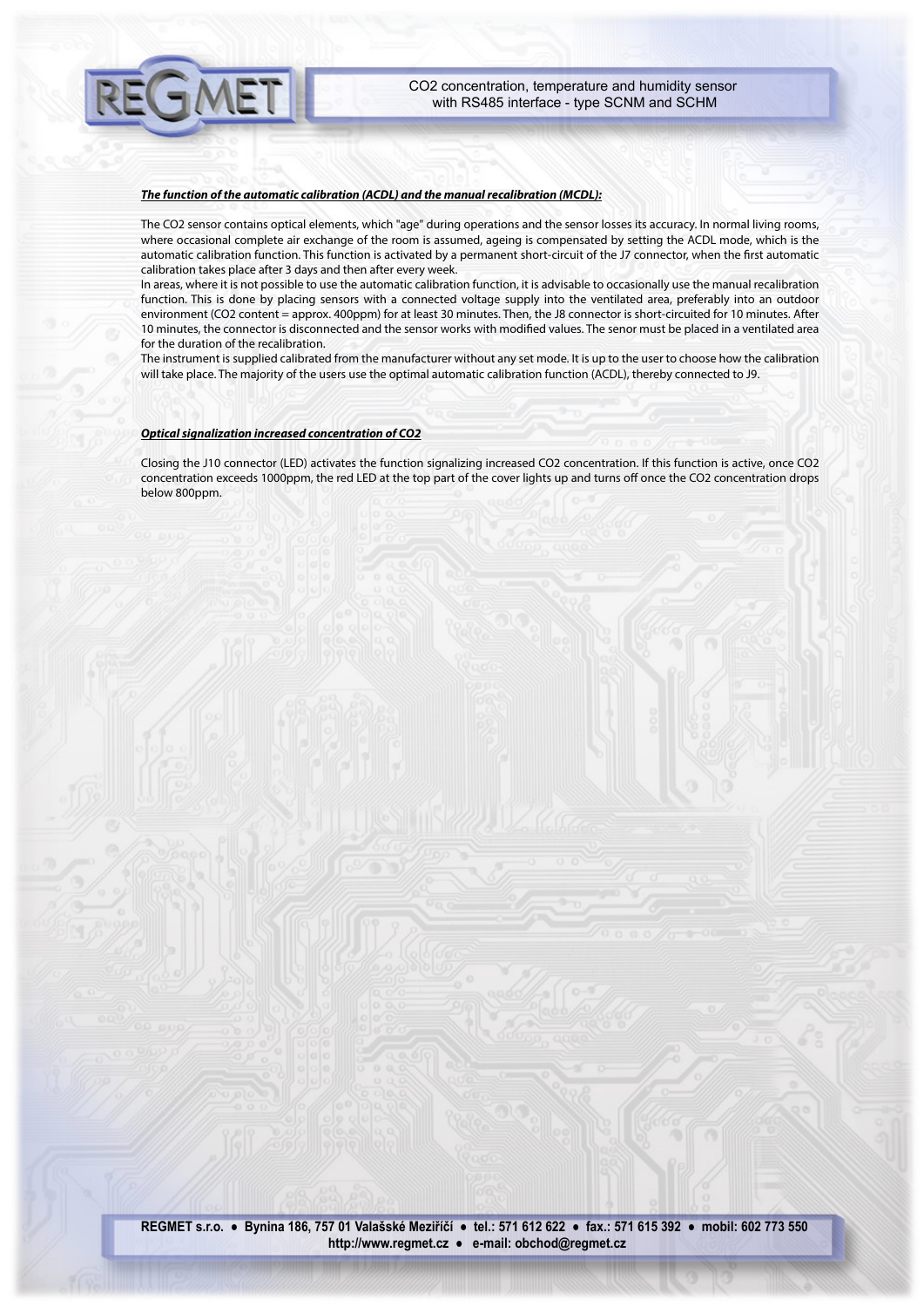***The function of the automatic calibration (ACDL) and the manual recalibration (MCDL):***

The $CO_2$ sensor contains optical elements, which "age" during operations and the sensor losses its accuracy. In normal living rooms, where occasional complete air exchange of the room is assumed, ageing is compensated by setting the ACDL mode, which is the automatic calibration function. This function is activated by a permanent short-circuit of the J7 connector, when the first automatic calibration takes place after 3 days and then after every week.
In areas, where it is not possible to use the automatic calibration function, it is advisable to occasionally use the manual recalibration function. This is done by placing sensors with a connected voltage supply into the ventilated area, preferably into an outdoor environment ($CO_2$ content = approx. 400ppm) for at least 30 minutes. Then, the J8 connector is short-circuited for 10 minutes. After 10 minutes, the connector is disconnected and the sensor works with modified values. The senor must be placed in a ventilated area for the duration of the recalibration.
The instrument is supplied calibrated from the manufacturer without any set mode. It is up to the user to choose how the calibration will take place. The majority of the users use the optimal automatic calibration function (ACDL), thereby connected to J9.

***Optical signalization increased concentration of $CO_2$***

Closing the J10 connector (LED) activates the function signalizing increased $CO_2$ concentration. If this function is active, once $CO_2$ concentration exceeds 1000ppm, the red LED at the top part of the cover lights up and turns off once the $CO_2$ concentration drops below 800ppm.